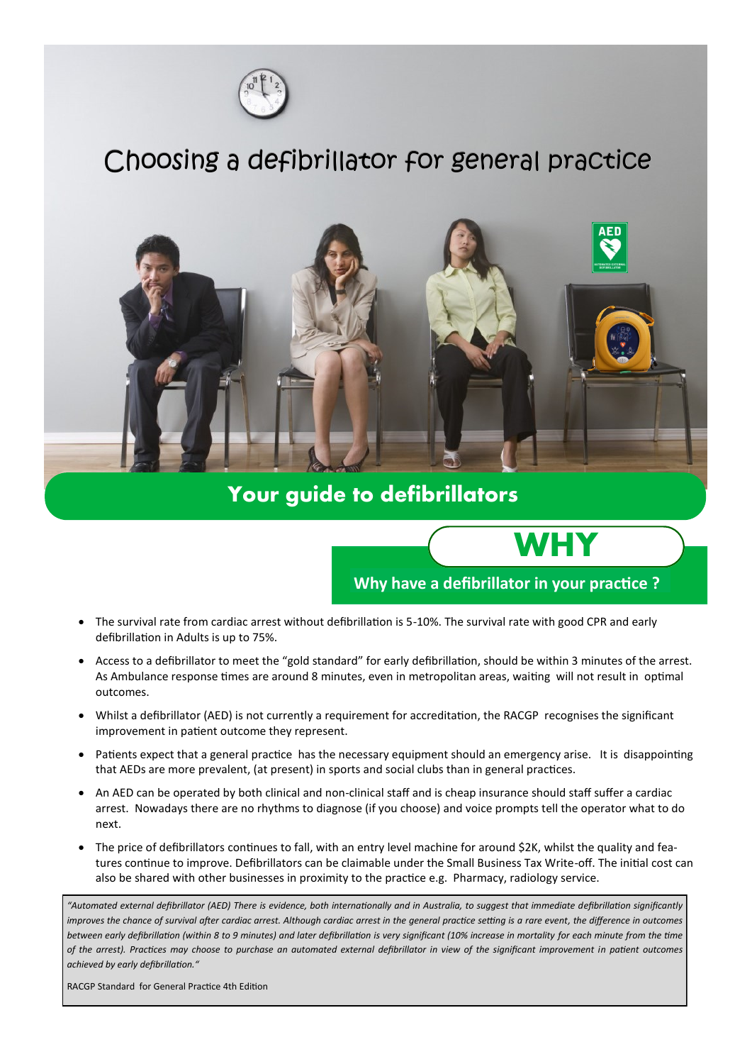# Choosing a defibrillator for general practice

## Your guide to defibrillators

## WHY

### Why have a defibrillator in your practice ?

- The survival rate from cardiac arrest without defibrillation is 5-10%. The survival rate with good CPR and early defibrillation in Adults is up to 75%.
- Access to a defibrillator to meet the "gold standard" for early defibrillation, should be within 3 minutes of the arrest. As Ambulance response times are around 8 minutes, even in metropolitan areas, waiting will not result in optimal outcomes.
- Whilst a defibrillator (AED) is not currently a requirement for accreditation, the RACGP recognises the significant improvement in patient outcome they represent.
- Patients expect that a general practice has the necessary equipment should an emergency arise. It is disappointing that AEDs are more prevalent, (at present) in sports and social clubs than in general practices.
- An AED can be operated by both clinical and non-clinical staff and is cheap insurance should staff suffer a cardiac arrest. Nowadays there are no rhythms to diagnose (if you choose) and voice prompts tell the operator what to do next.
- The price of defibrillators continues to fall, with an entry level machine for around $2K, whilst the quality and features continue to improve. Defibrillators can be claimable under the Small Business Tax Write-off. The initial cost can also be shared with other businesses in proximity to the practice e.g. Pharmacy, radiology service.

> *"Automated external defibrillator (AED) There is evidence, both internationally and in Australia, to suggest that immediate defibrillation significantly improves the chance of survival after cardiac arrest. Although cardiac arrest in the general practice setting is a rare event, the difference in outcomes between early defibrillation (within 8 to 9 minutes) and later defibrillation is very significant (10% increase in mortality for each minute from the time of the arrest). Practices may choose to purchase an automated external defibrillator in view of the significant improvement in patient outcomes achieved by early defibrillation."*
>
> RACGP Standard for General Practice 4th Edition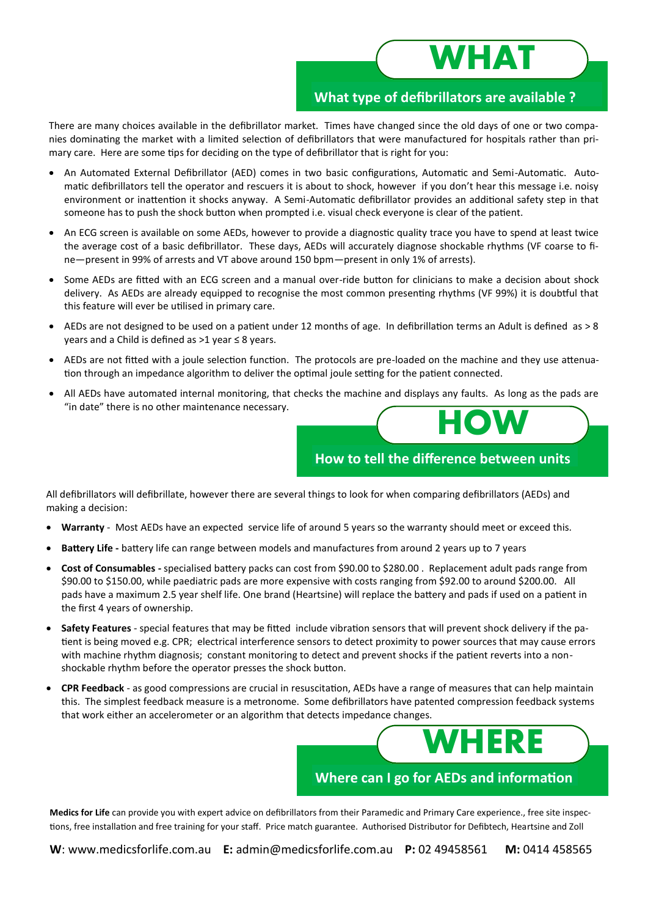# WHAT

## What type of defibrillators are available ?

There are many choices available in the defibrillator market. Times have changed since the old days of one or two companies dominating the market with a limited selection of defibrillators that were manufactured for hospitals rather than primary care. Here are some tips for deciding on the type of defibrillator that is right for you:

- An Automated External Defibrillator (AED) comes in two basic configurations, Automatic and Semi-Automatic. Automatic defibrillators tell the operator and rescuers it is about to shock, however if you don't hear this message i.e. noisy environment or inattention it shocks anyway. A Semi-Automatic defibrillator provides an additional safety step in that someone has to push the shock button when prompted i.e. visual check everyone is clear of the patient.
- An ECG screen is available on some AEDs, however to provide a diagnostic quality trace you have to spend at least twice the average cost of a basic defibrillator. These days, AEDs will accurately diagnose shockable rhythms (VF coarse to fine—present in 99% of arrests and VT above around 150 bpm—present in only 1% of arrests).
- Some AEDs are fitted with an ECG screen and a manual over-ride button for clinicians to make a decision about shock delivery. As AEDs are already equipped to recognise the most common presenting rhythms (VF 99%) it is doubtful that this feature will ever be utilised in primary care.
- AEDs are not designed to be used on a patient under 12 months of age. In defibrillation terms an Adult is defined as > 8 years and a Child is defined as >1 year ≤ 8 years.
- AEDs are not fitted with a joule selection function. The protocols are pre-loaded on the machine and they use attenuation through an impedance algorithm to deliver the optimal joule setting for the patient connected.
- All AEDs have automated internal monitoring, that checks the machine and displays any faults. As long as the pads are "in date" there is no other maintenance necessary.

# HOW

## How to tell the difference between units

All defibrillators will defibrillate, however there are several things to look for when comparing defibrillators (AEDs) and making a decision:

- **Warranty** - Most AEDs have an expected service life of around 5 years so the warranty should meet or exceed this.
- **Battery Life -** battery life can range between models and manufactures from around 2 years up to 7 years
- **Cost of Consumables -** specialised battery packs can cost from $90.00 to $280.00 . Replacement adult pads range from $90.00 to $150.00, while paediatric pads are more expensive with costs ranging from $92.00 to around $200.00. All pads have a maximum 2.5 year shelf life. One brand (Heartsine) will replace the battery and pads if used on a patient in the first 4 years of ownership.
- **Safety Features** - special features that may be fitted include vibration sensors that will prevent shock delivery if the patient is being moved e.g. CPR; electrical interference sensors to detect proximity to power sources that may cause errors with machine rhythm diagnosis; constant monitoring to detect and prevent shocks if the patient reverts into a non-shockable rhythm before the operator presses the shock button.
- **CPR Feedback** - as good compressions are crucial in resuscitation, AEDs have a range of measures that can help maintain this. The simplest feedback measure is a metronome. Some defibrillators have patented compression feedback systems that work either an accelerometer or an algorithm that detects impedance changes.

# WHERE

## Where can I go for AEDs and information

**Medics for Life** can provide you with expert advice on defibrillators from their Paramedic and Primary Care experience., free site inspections, free installation and free training for your staff. Price match guarantee. Authorised Distributor for Defibtech, Heartsine and Zoll

**W**: www.medicsforlife.com.au **E:** admin@medicsforlife.com.au **P:** 02 49458561 **M:** 0414 458565